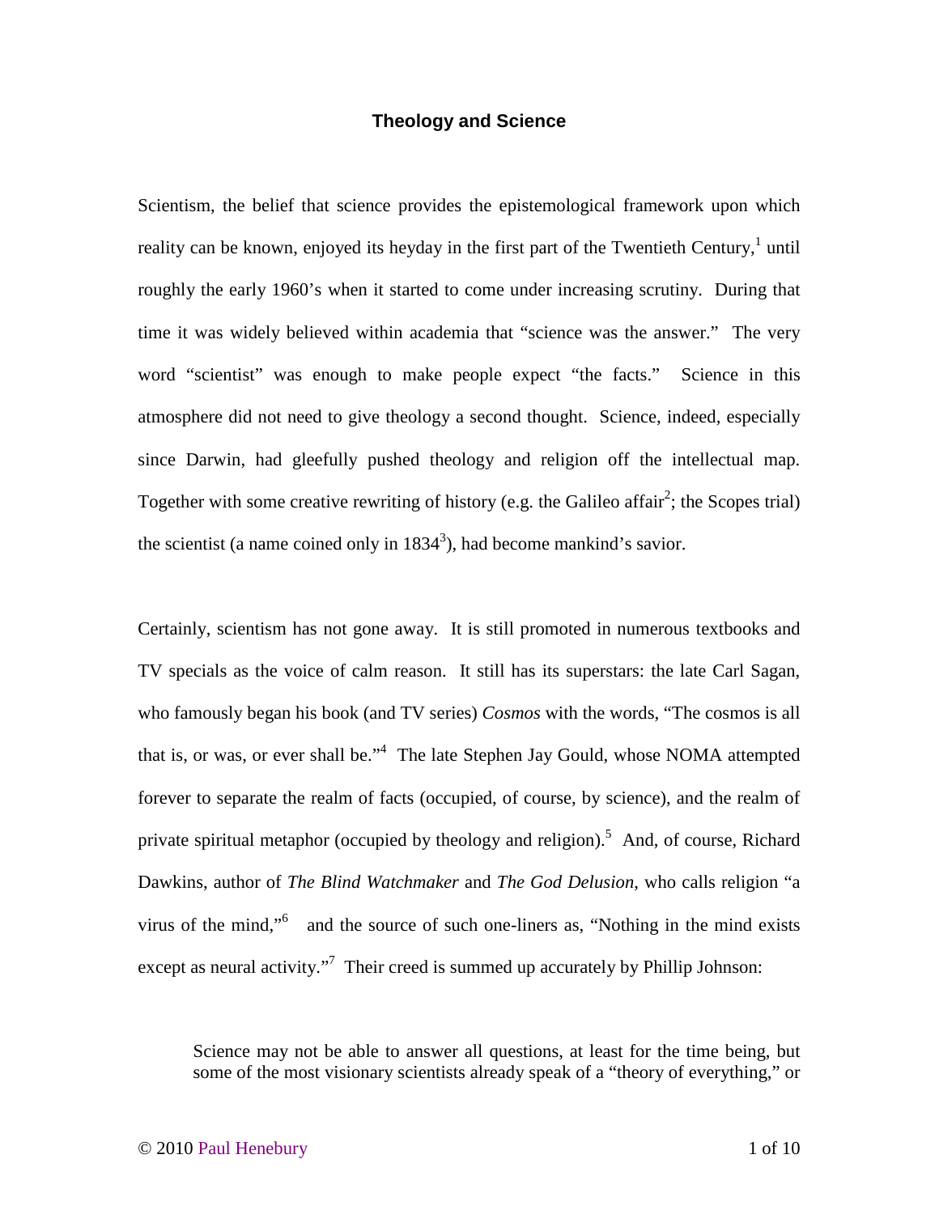## Theology and Science

Scientism, the belief that science provides the epistemological framework upon which reality can be known, enjoyed its heyday in the first part of the Twentieth Century,[1] until roughly the early 1960's when it started to come under increasing scrutiny. During that time it was widely believed within academia that "science was the answer." The very word "scientist" was enough to make people expect "the facts." Science in this atmosphere did not need to give theology a second thought. Science, indeed, especially since Darwin, had gleefully pushed theology and religion off the intellectual map. Together with some creative rewriting of history (e.g. the Galileo affair[2]; the Scopes trial) the scientist (a name coined only in 1834[3]), had become mankind's savior.

Certainly, scientism has not gone away. It is still promoted in numerous textbooks and TV specials as the voice of calm reason. It still has its superstars: the late Carl Sagan, who famously began his book (and TV series) *Cosmos* with the words, "The cosmos is all that is, or was, or ever shall be."[4] The late Stephen Jay Gould, whose NOMA attempted forever to separate the realm of facts (occupied, of course, by science), and the realm of private spiritual metaphor (occupied by theology and religion).[5] And, of course, Richard Dawkins, author of *The Blind Watchmaker* and *The God Delusion*, who calls religion "a virus of the mind,"[6] and the source of such one-liners as, "Nothing in the mind exists except as neural activity."[7] Their creed is summed up accurately by Phillip Johnson:

> Science may not be able to answer all questions, at least for the time being, but some of the most visionary scientists already speak of a "theory of everything," or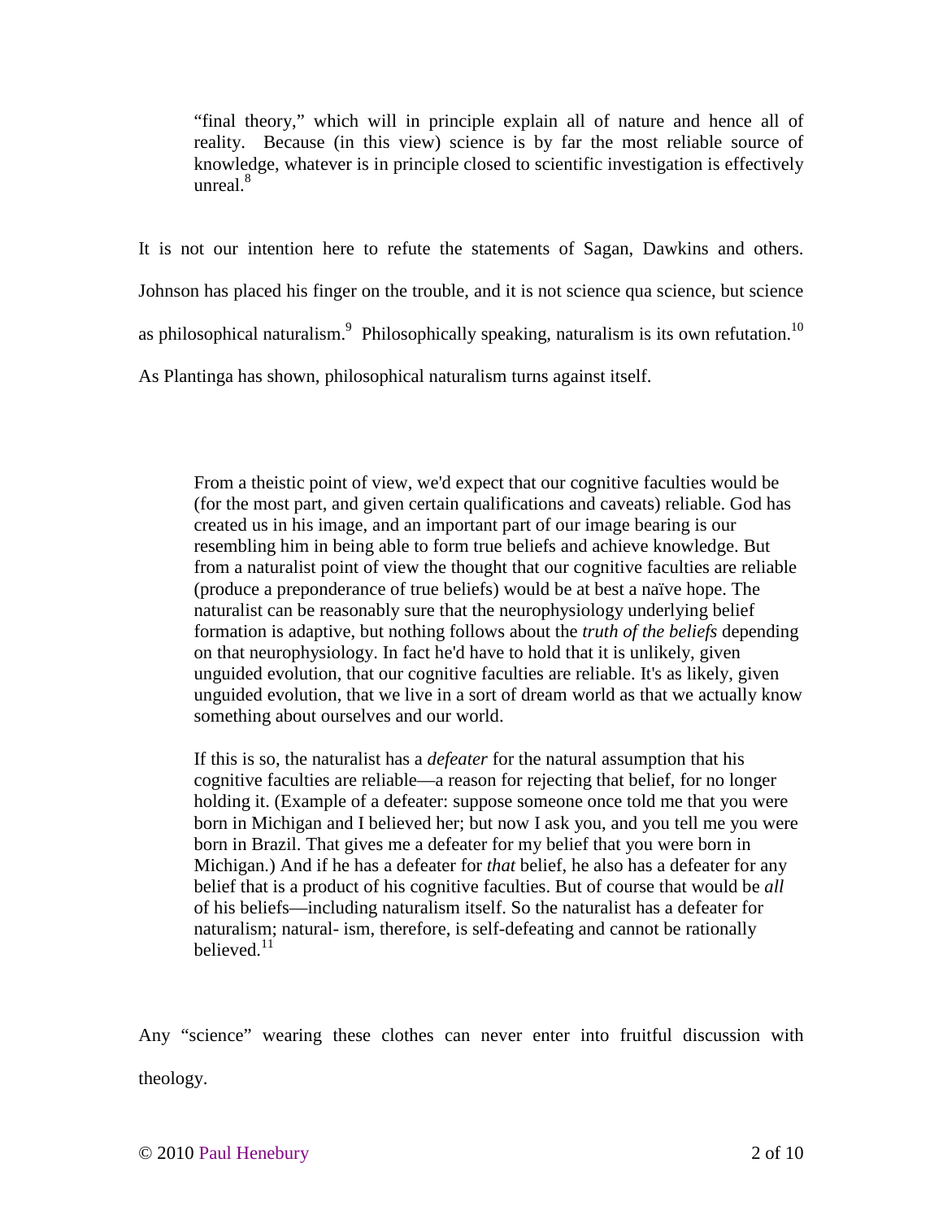> "final theory," which will in principle explain all of nature and hence all of reality. Because (in this view) science is by far the most reliable source of knowledge, whatever is in principle closed to scientific investigation is effectively unreal.[8]

It is not our intention here to refute the statements of Sagan, Dawkins and others. Johnson has placed his finger on the trouble, and it is not science qua science, but science as philosophical naturalism.[9] Philosophically speaking, naturalism is its own refutation.[10] As Plantinga has shown, philosophical naturalism turns against itself.

> From a theistic point of view, we'd expect that our cognitive faculties would be (for the most part, and given certain qualifications and caveats) reliable. God has created us in his image, and an important part of our image bearing is our resembling him in being able to form true beliefs and achieve knowledge. But from a naturalist point of view the thought that our cognitive faculties are reliable (produce a preponderance of true beliefs) would be at best a naïve hope. The naturalist can be reasonably sure that the neurophysiology underlying belief formation is adaptive, but nothing follows about the *truth of the beliefs* depending on that neurophysiology. In fact he'd have to hold that it is unlikely, given unguided evolution, that our cognitive faculties are reliable. It's as likely, given unguided evolution, that we live in a sort of dream world as that we actually know something about ourselves and our world.
>
> If this is so, the naturalist has a *defeater* for the natural assumption that his cognitive faculties are reliable—a reason for rejecting that belief, for no longer holding it. (Example of a defeater: suppose someone once told me that you were born in Michigan and I believed her; but now I ask you, and you tell me you were born in Brazil. That gives me a defeater for my belief that you were born in Michigan.) And if he has a defeater for *that* belief, he also has a defeater for any belief that is a product of his cognitive faculties. But of course that would be *all* of his beliefs—including naturalism itself. So the naturalist has a defeater for naturalism; natural- ism, therefore, is self-defeating and cannot be rationally believed.[11]

Any "science" wearing these clothes can never enter into fruitful discussion with theology.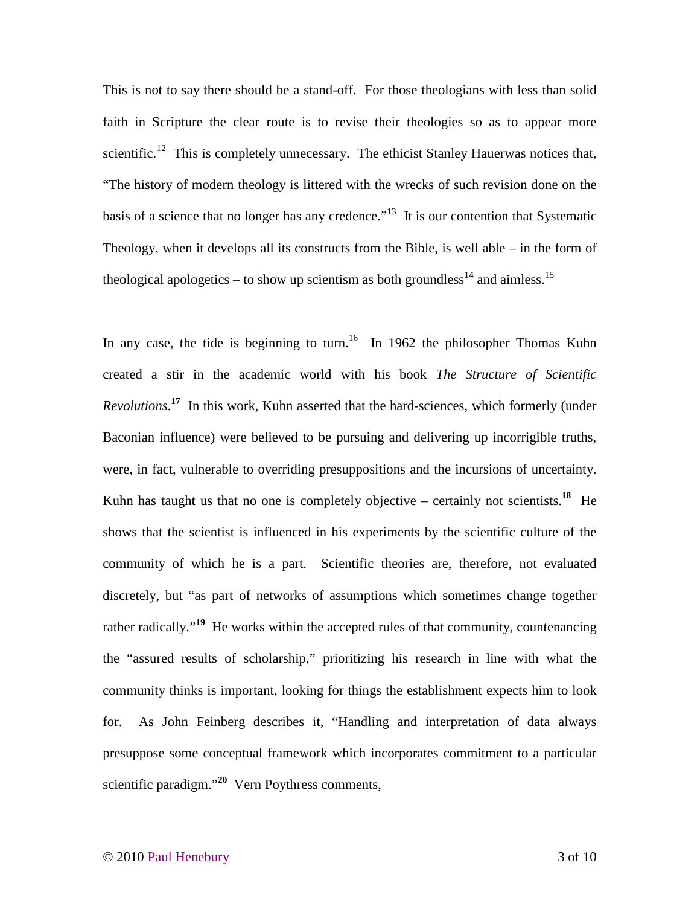This is not to say there should be a stand-off. For those theologians with less than solid faith in Scripture the clear route is to revise their theologies so as to appear more scientific.[12] This is completely unnecessary. The ethicist Stanley Hauerwas notices that, "The history of modern theology is littered with the wrecks of such revision done on the basis of a science that no longer has any credence."[13] It is our contention that Systematic Theology, when it develops all its constructs from the Bible, is well able – in the form of theological apologetics – to show up scientism as both groundless[14] and aimless.[15]

In any case, the tide is beginning to turn.[16] In 1962 the philosopher Thomas Kuhn created a stir in the academic world with his book *The Structure of Scientific Revolutions*.[17] In this work, Kuhn asserted that the hard-sciences, which formerly (under Baconian influence) were believed to be pursuing and delivering up incorrigible truths, were, in fact, vulnerable to overriding presuppositions and the incursions of uncertainty. Kuhn has taught us that no one is completely objective – certainly not scientists.[18] He shows that the scientist is influenced in his experiments by the scientific culture of the community of which he is a part. Scientific theories are, therefore, not evaluated discretely, but "as part of networks of assumptions which sometimes change together rather radically."[19] He works within the accepted rules of that community, countenancing the "assured results of scholarship," prioritizing his research in line with what the community thinks is important, looking for things the establishment expects him to look for. As John Feinberg describes it, "Handling and interpretation of data always presuppose some conceptual framework which incorporates commitment to a particular scientific paradigm."[20] Vern Poythress comments,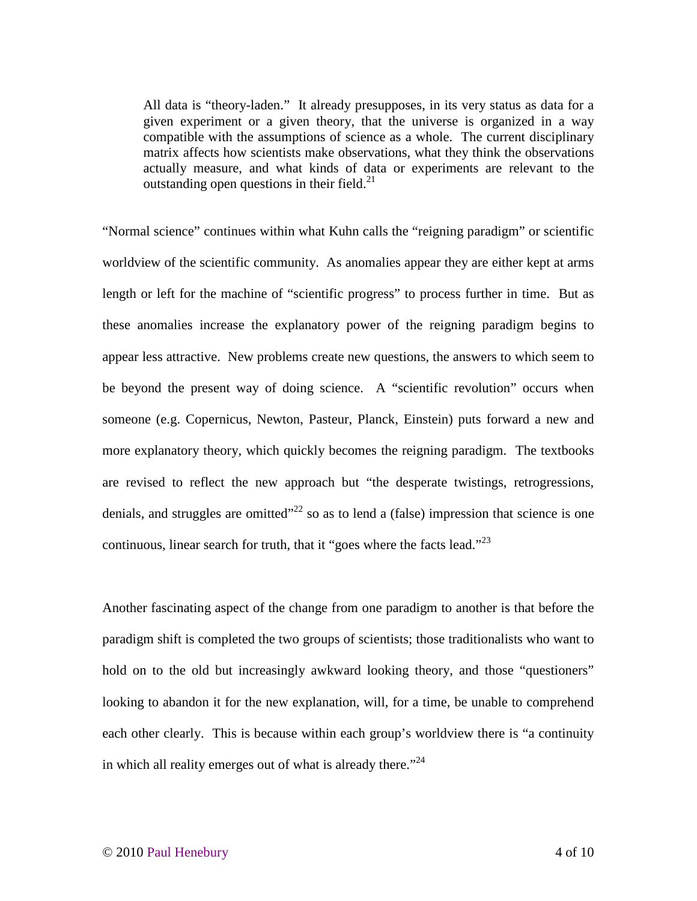> All data is "theory-laden." It already presupposes, in its very status as data for a given experiment or a given theory, that the universe is organized in a way compatible with the assumptions of science as a whole. The current disciplinary matrix affects how scientists make observations, what they think the observations actually measure, and what kinds of data or experiments are relevant to the outstanding open questions in their field.[21]

"Normal science" continues within what Kuhn calls the "reigning paradigm" or scientific worldview of the scientific community. As anomalies appear they are either kept at arms length or left for the machine of "scientific progress" to process further in time. But as these anomalies increase the explanatory power of the reigning paradigm begins to appear less attractive. New problems create new questions, the answers to which seem to be beyond the present way of doing science. A "scientific revolution" occurs when someone (e.g. Copernicus, Newton, Pasteur, Planck, Einstein) puts forward a new and more explanatory theory, which quickly becomes the reigning paradigm. The textbooks are revised to reflect the new approach but "the desperate twistings, retrogressions, denials, and struggles are omitted"[22] so as to lend a (false) impression that science is one continuous, linear search for truth, that it "goes where the facts lead."[23]

Another fascinating aspect of the change from one paradigm to another is that before the paradigm shift is completed the two groups of scientists; those traditionalists who want to hold on to the old but increasingly awkward looking theory, and those "questioners" looking to abandon it for the new explanation, will, for a time, be unable to comprehend each other clearly. This is because within each group's worldview there is "a continuity in which all reality emerges out of what is already there."[24]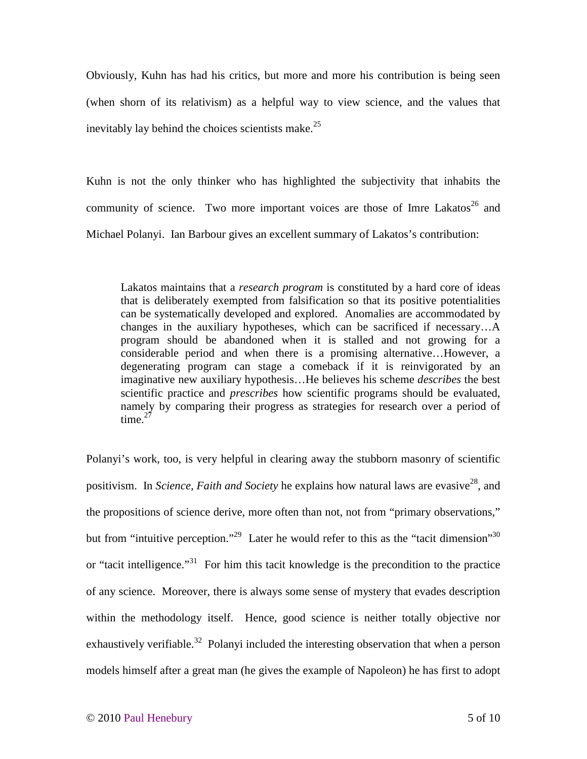Obviously, Kuhn has had his critics, but more and more his contribution is being seen (when shorn of its relativism) as a helpful way to view science, and the values that inevitably lay behind the choices scientists make.[25]

Kuhn is not the only thinker who has highlighted the subjectivity that inhabits the community of science. Two more important voices are those of Imre Lakatos[26] and Michael Polanyi. Ian Barbour gives an excellent summary of Lakatos's contribution:

> Lakatos maintains that a *research program* is constituted by a hard core of ideas that is deliberately exempted from falsification so that its positive potentialities can be systematically developed and explored. Anomalies are accommodated by changes in the auxiliary hypotheses, which can be sacrificed if necessary…A program should be abandoned when it is stalled and not growing for a considerable period and when there is a promising alternative…However, a degenerating program can stage a comeback if it is reinvigorated by an imaginative new auxiliary hypothesis…He believes his scheme *describes* the best scientific practice and *prescribes* how scientific programs should be evaluated, namely by comparing their progress as strategies for research over a period of time.[27]

Polanyi's work, too, is very helpful in clearing away the stubborn masonry of scientific positivism. In *Science, Faith and Society* he explains how natural laws are evasive[28], and the propositions of science derive, more often than not, not from "primary observations," but from "intuitive perception."[29] Later he would refer to this as the "tacit dimension"[30] or "tacit intelligence."[31] For him this tacit knowledge is the precondition to the practice of any science. Moreover, there is always some sense of mystery that evades description within the methodology itself. Hence, good science is neither totally objective nor exhaustively verifiable.[32] Polanyi included the interesting observation that when a person models himself after a great man (he gives the example of Napoleon) he has first to adopt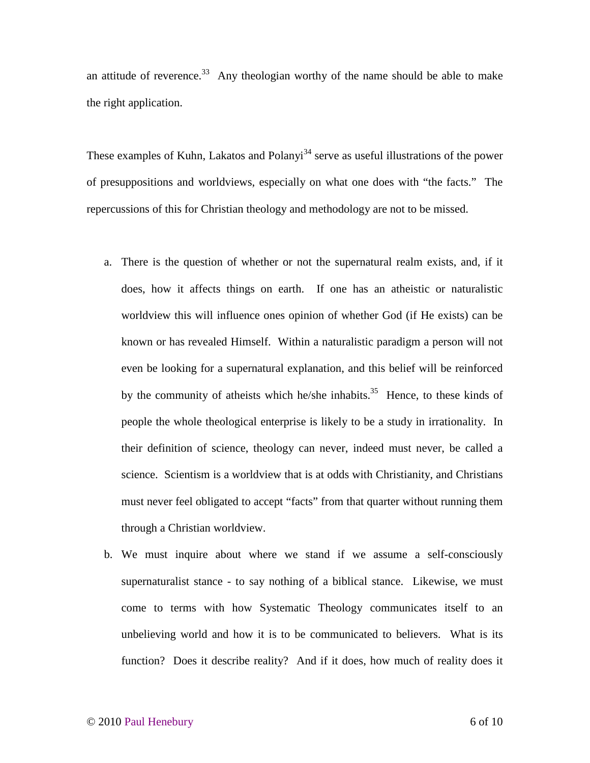an attitude of reverence.[33] Any theologian worthy of the name should be able to make the right application.

These examples of Kuhn, Lakatos and Polanyi[34] serve as useful illustrations of the power of presuppositions and worldviews, especially on what one does with "the facts." The repercussions of this for Christian theology and methodology are not to be missed.

a. There is the question of whether or not the supernatural realm exists, and, if it does, how it affects things on earth. If one has an atheistic or naturalistic worldview this will influence ones opinion of whether God (if He exists) can be known or has revealed Himself. Within a naturalistic paradigm a person will not even be looking for a supernatural explanation, and this belief will be reinforced by the community of atheists which he/she inhabits.[35] Hence, to these kinds of people the whole theological enterprise is likely to be a study in irrationality. In their definition of science, theology can never, indeed must never, be called a science. Scientism is a worldview that is at odds with Christianity, and Christians must never feel obligated to accept "facts" from that quarter without running them through a Christian worldview.

b. We must inquire about where we stand if we assume a self-consciously supernaturalist stance - to say nothing of a biblical stance. Likewise, we must come to terms with how Systematic Theology communicates itself to an unbelieving world and how it is to be communicated to believers. What is its function? Does it describe reality? And if it does, how much of reality does it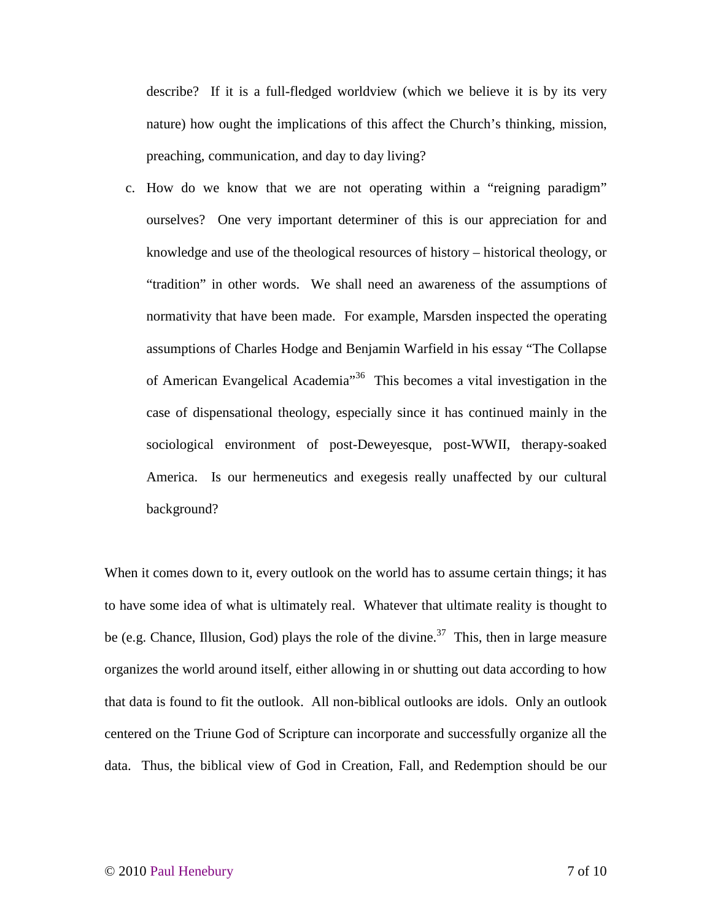describe? If it is a full-fledged worldview (which we believe it is by its very nature) how ought the implications of this affect the Church's thinking, mission, preaching, communication, and day to day living?

c. How do we know that we are not operating within a "reigning paradigm" ourselves? One very important determiner of this is our appreciation for and knowledge and use of the theological resources of history – historical theology, or "tradition" in other words. We shall need an awareness of the assumptions of normativity that have been made. For example, Marsden inspected the operating assumptions of Charles Hodge and Benjamin Warfield in his essay "The Collapse of American Evangelical Academia"[36] This becomes a vital investigation in the case of dispensational theology, especially since it has continued mainly in the sociological environment of post-Deweyesque, post-WWII, therapy-soaked America. Is our hermeneutics and exegesis really unaffected by our cultural background?

When it comes down to it, every outlook on the world has to assume certain things; it has to have some idea of what is ultimately real. Whatever that ultimate reality is thought to be (e.g. Chance, Illusion, God) plays the role of the divine.[37] This, then in large measure organizes the world around itself, either allowing in or shutting out data according to how that data is found to fit the outlook. All non-biblical outlooks are idols. Only an outlook centered on the Triune God of Scripture can incorporate and successfully organize all the data. Thus, the biblical view of God in Creation, Fall, and Redemption should be our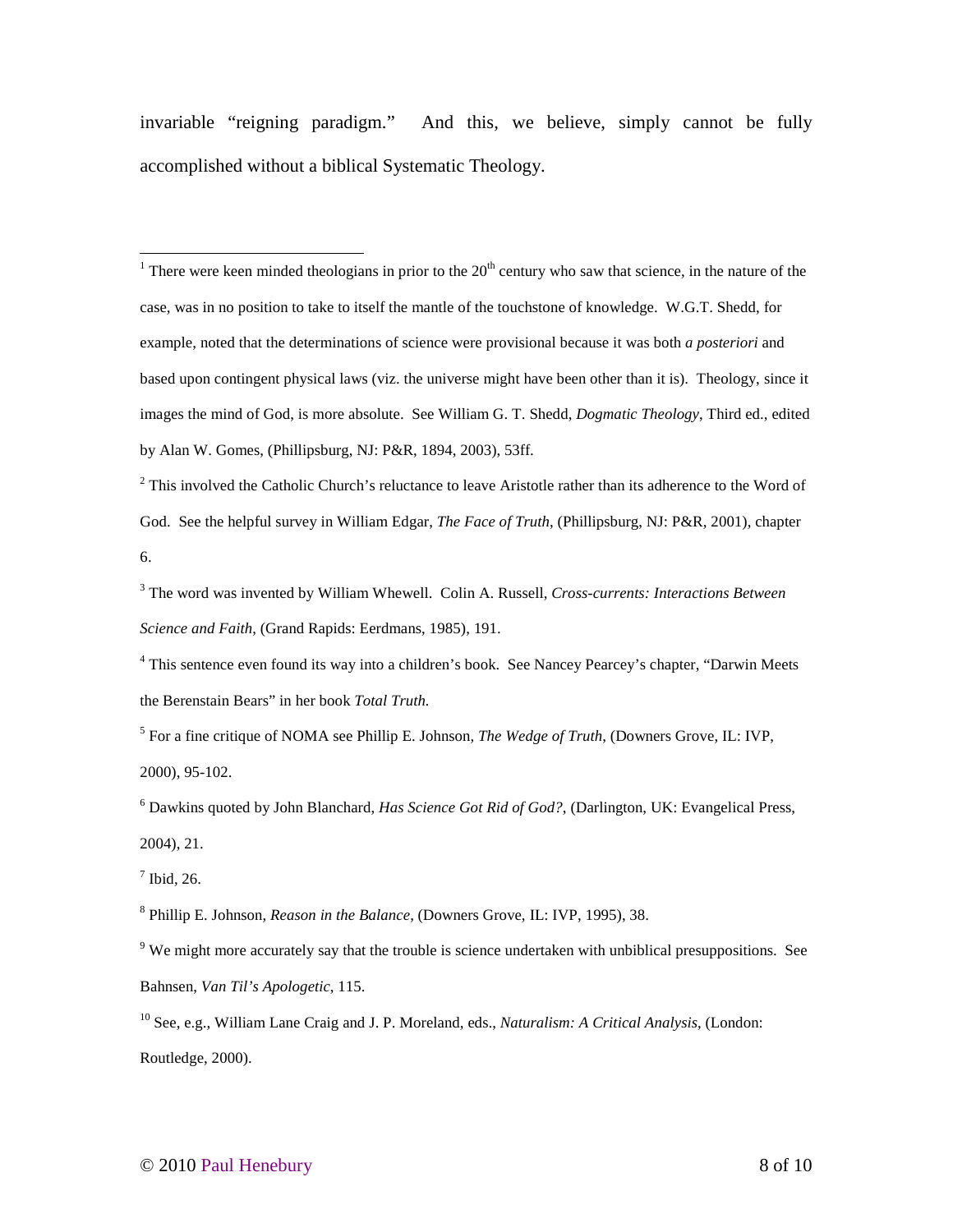invariable "reigning paradigm." And this, we believe, simply cannot be fully accomplished without a biblical Systematic Theology.

---

[1] There were keen minded theologians in prior to the 20th century who saw that science, in the nature of the case, was in no position to take to itself the mantle of the touchstone of knowledge. W.G.T. Shedd, for example, noted that the determinations of science were provisional because it was both *a posteriori* and based upon contingent physical laws (viz. the universe might have been other than it is). Theology, since it images the mind of God, is more absolute. See William G. T. Shedd, *Dogmatic Theology*, Third ed., edited by Alan W. Gomes, (Phillipsburg, NJ: P&R, 1894, 2003), 53ff.

[2] This involved the Catholic Church's reluctance to leave Aristotle rather than its adherence to the Word of God. See the helpful survey in William Edgar, *The Face of Truth*, (Phillipsburg, NJ: P&R, 2001), chapter 6.

[3] The word was invented by William Whewell. Colin A. Russell, *Cross-currents: Interactions Between Science and Faith*, (Grand Rapids: Eerdmans, 1985), 191.

[4] This sentence even found its way into a children's book. See Nancey Pearcey's chapter, "Darwin Meets the Berenstain Bears" in her book *Total Truth.*

[5] For a fine critique of NOMA see Phillip E. Johnson, *The Wedge of Truth*, (Downers Grove, IL: IVP, 2000), 95-102.

[6] Dawkins quoted by John Blanchard, *Has Science Got Rid of God?*, (Darlington, UK: Evangelical Press, 2004), 21.

[7] Ibid, 26.

[8] Phillip E. Johnson, *Reason in the Balance*, (Downers Grove, IL: IVP, 1995), 38.

[9] We might more accurately say that the trouble is science undertaken with unbiblical presuppositions. See Bahnsen, *Van Til's Apologetic*, 115.

[10] See, e.g., William Lane Craig and J. P. Moreland, eds., *Naturalism: A Critical Analysis*, (London: Routledge, 2000).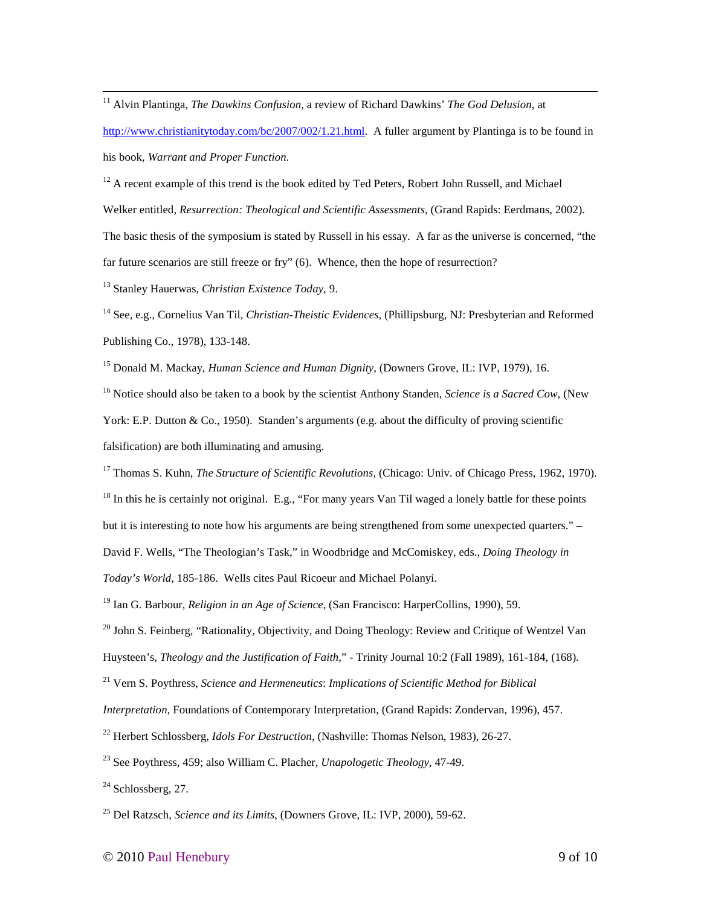[11] Alvin Plantinga, *The Dawkins Confusion*, a review of Richard Dawkins' *The God Delusion*, at http://www.christianitytoday.com/bc/2007/002/1.21.html. A fuller argument by Plantinga is to be found in his book, *Warrant and Proper Function.*

[12] A recent example of this trend is the book edited by Ted Peters, Robert John Russell, and Michael Welker entitled, *Resurrection: Theological and Scientific Assessments*, (Grand Rapids: Eerdmans, 2002). The basic thesis of the symposium is stated by Russell in his essay. A far as the universe is concerned, "the far future scenarios are still freeze or fry" (6). Whence, then the hope of resurrection?

[13] Stanley Hauerwas, *Christian Existence Today*, 9.

[14] See, e.g., Cornelius Van Til, *Christian-Theistic Evidences*, (Phillipsburg, NJ: Presbyterian and Reformed Publishing Co., 1978), 133-148.

[15] Donald M. Mackay, *Human Science and Human Dignity*, (Downers Grove, IL: IVP, 1979), 16.

[16] Notice should also be taken to a book by the scientist Anthony Standen, *Science is a Sacred Cow*, (New York: E.P. Dutton & Co., 1950). Standen's arguments (e.g. about the difficulty of proving scientific falsification) are both illuminating and amusing.

[17] Thomas S. Kuhn, *The Structure of Scientific Revolutions*, (Chicago: Univ. of Chicago Press, 1962, 1970).

[18] In this he is certainly not original. E.g., "For many years Van Til waged a lonely battle for these points but it is interesting to note how his arguments are being strengthened from some unexpected quarters." – David F. Wells, "The Theologian's Task," in Woodbridge and McComiskey, eds., *Doing Theology in Today's World*, 185-186. Wells cites Paul Ricoeur and Michael Polanyi.

[19] Ian G. Barbour, *Religion in an Age of Science*, (San Francisco: HarperCollins, 1990), 59.

[20] John S. Feinberg, "Rationality, Objectivity, and Doing Theology: Review and Critique of Wentzel Van Huysteen's, *Theology and the Justification of Faith*," - Trinity Journal 10:2 (Fall 1989), 161-184, (168).

[21] Vern S. Poythress, *Science and Hermeneutics*: *Implications of Scientific Method for Biblical Interpretation*, Foundations of Contemporary Interpretation, (Grand Rapids: Zondervan, 1996), 457.

[22] Herbert Schlossberg, *Idols For Destruction*, (Nashville: Thomas Nelson, 1983), 26-27.

[23] See Poythress, 459; also William C. Placher, *Unapologetic Theology*, 47-49.

[24] Schlossberg, 27.

[25] Del Ratzsch, *Science and its Limits*, (Downers Grove, IL: IVP, 2000), 59-62.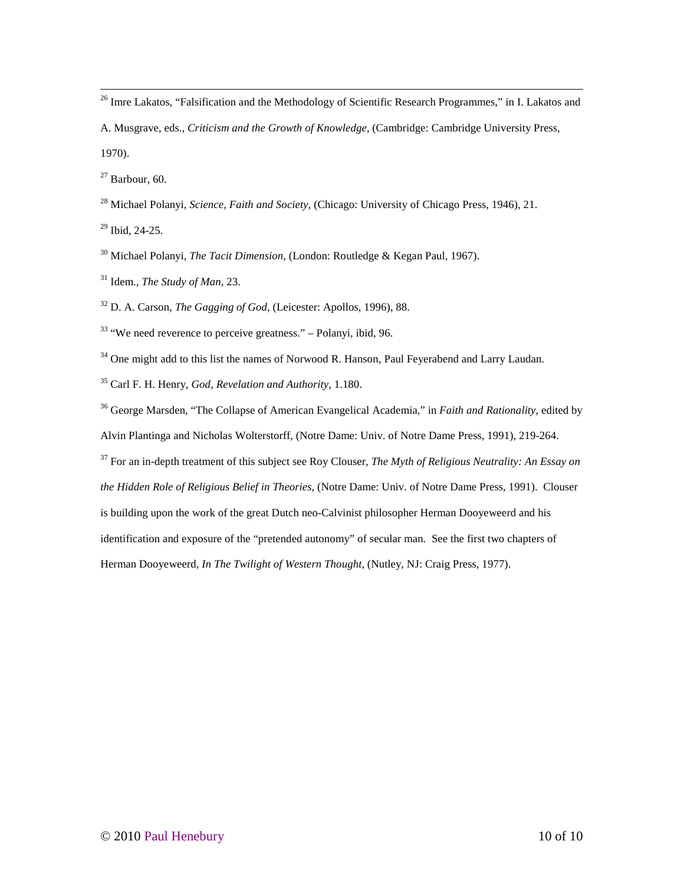[26] Imre Lakatos, "Falsification and the Methodology of Scientific Research Programmes," in I. Lakatos and A. Musgrave, eds., *Criticism and the Growth of Knowledge*, (Cambridge: Cambridge University Press, 1970).

[27] Barbour, 60.

[28] Michael Polanyi, *Science, Faith and Society*, (Chicago: University of Chicago Press, 1946), 21.

[29] Ibid, 24-25.

[30] Michael Polanyi, *The Tacit Dimension*, (London: Routledge & Kegan Paul, 1967).

[31] Idem., *The Study of Man*, 23.

[32] D. A. Carson, *The Gagging of God*, (Leicester: Apollos, 1996), 88.

[33] "We need reverence to perceive greatness." – Polanyi, ibid, 96.

[34] One might add to this list the names of Norwood R. Hanson, Paul Feyerabend and Larry Laudan.

[35] Carl F. H. Henry, *God, Revelation and Authority*, 1.180.

[36] George Marsden, "The Collapse of American Evangelical Academia," in *Faith and Rationality*, edited by Alvin Plantinga and Nicholas Wolterstorff, (Notre Dame: Univ. of Notre Dame Press, 1991), 219-264.

[37] For an in-depth treatment of this subject see Roy Clouser, *The Myth of Religious Neutrality: An Essay on the Hidden Role of Religious Belief in Theories*, (Notre Dame: Univ. of Notre Dame Press, 1991). Clouser is building upon the work of the great Dutch neo-Calvinist philosopher Herman Dooyeweerd and his identification and exposure of the "pretended autonomy" of secular man. See the first two chapters of Herman Dooyeweerd, *In The Twilight of Western Thought*, (Nutley, NJ: Craig Press, 1977).

© 2010 Paul Henebury